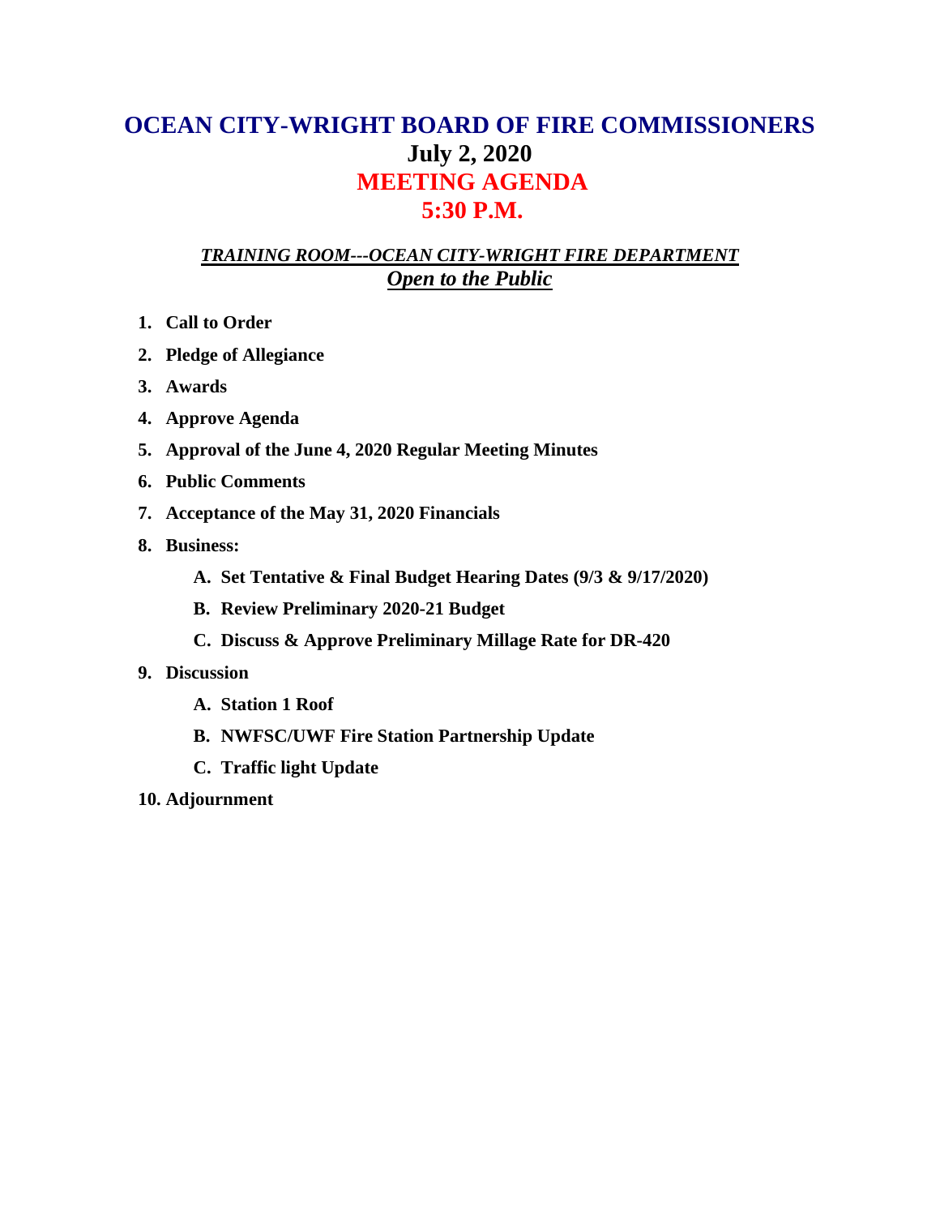# OCEAN CITY-WRIGHT BOARD OF FIRE COMMISSIONERS

## July 2, 2020

## MEETING AGENDA

## 5:30 P.M.

***TRAINING ROOM---OCEAN CITY-WRIGHT FIRE DEPARTMENT***

***Open to the Public***

1. **Call to Order**
2. **Pledge of Allegiance**
3. **Awards**
4. **Approve Agenda**
5. **Approval of the June 4, 2020 Regular Meeting Minutes**
6. **Public Comments**
7. **Acceptance of the May 31, 2020 Financials**
8. **Business:**
   - A. **Set Tentative & Final Budget Hearing Dates (9/3 & 9/17/2020)**
   - B. **Review Preliminary 2020-21 Budget**
   - C. **Discuss & Approve Preliminary Millage Rate for DR-420**
9. **Discussion**
   - A. **Station 1 Roof**
   - B. **NWFSC/UWF Fire Station Partnership Update**
   - C. **Traffic light Update**
10. **Adjournment**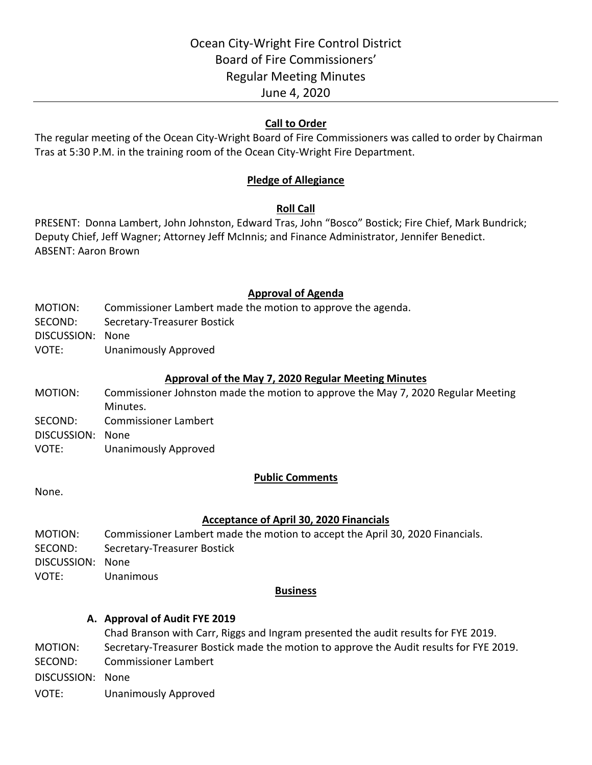# Ocean City-Wright Fire Control District
# Board of Fire Commissioners'
# Regular Meeting Minutes
# June 4, 2020

## Call to Order

The regular meeting of the Ocean City-Wright Board of Fire Commissioners was called to order by Chairman Tras at 5:30 P.M. in the training room of the Ocean City-Wright Fire Department.

## Pledge of Allegiance

## Roll Call

PRESENT: Donna Lambert, John Johnston, Edward Tras, John "Bosco" Bostick; Fire Chief, Mark Bundrick; Deputy Chief, Jeff Wagner; Attorney Jeff McInnis; and Finance Administrator, Jennifer Benedict.
ABSENT: Aaron Brown

## Approval of Agenda

MOTION: Commissioner Lambert made the motion to approve the agenda.
SECOND: Secretary-Treasurer Bostick
DISCUSSION: None
VOTE: Unanimously Approved

## Approval of the May 7, 2020 Regular Meeting Minutes

MOTION: Commissioner Johnston made the motion to approve the May 7, 2020 Regular Meeting Minutes.
SECOND: Commissioner Lambert
DISCUSSION: None
VOTE: Unanimously Approved

## Public Comments

None.

## Acceptance of April 30, 2020 Financials

MOTION: Commissioner Lambert made the motion to accept the April 30, 2020 Financials.
SECOND: Secretary-Treasurer Bostick
DISCUSSION: None
VOTE: Unanimous

## Business

### A. Approval of Audit FYE 2019

Chad Branson with Carr, Riggs and Ingram presented the audit results for FYE 2019.

MOTION: Secretary-Treasurer Bostick made the motion to approve the Audit results for FYE 2019.
SECOND: Commissioner Lambert
DISCUSSION: None
VOTE: Unanimously Approved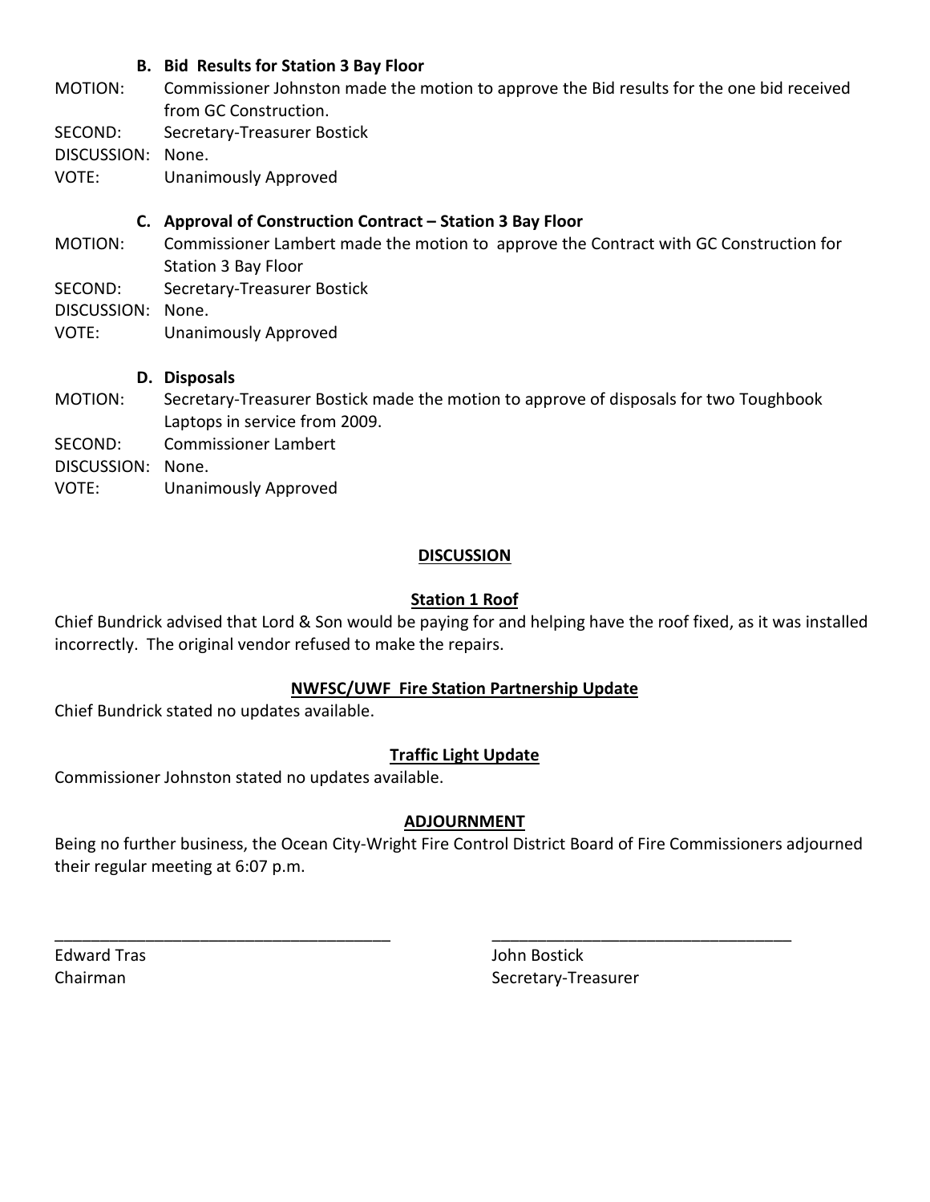### B. Bid Results for Station 3 Bay Floor

MOTION: Commissioner Johnston made the motion to approve the Bid results for the one bid received from GC Construction.
SECOND: Secretary-Treasurer Bostick
DISCUSSION: None.
VOTE: Unanimously Approved

### C. Approval of Construction Contract – Station 3 Bay Floor

MOTION: Commissioner Lambert made the motion to approve the Contract with GC Construction for Station 3 Bay Floor
SECOND: Secretary-Treasurer Bostick
DISCUSSION: None.
VOTE: Unanimously Approved

### D. Disposals

MOTION: Secretary-Treasurer Bostick made the motion to approve of disposals for two Toughbook Laptops in service from 2009.
SECOND: Commissioner Lambert
DISCUSSION: None.
VOTE: Unanimously Approved

## DISCUSSION

### Station 1 Roof

Chief Bundrick advised that Lord & Son would be paying for and helping have the roof fixed, as it was installed incorrectly. The original vendor refused to make the repairs.

### NWFSC/UWF Fire Station Partnership Update

Chief Bundrick stated no updates available.

### Traffic Light Update

Commissioner Johnston stated no updates available.

## ADJOURNMENT

Being no further business, the Ocean City-Wright Fire Control District Board of Fire Commissioners adjourned their regular meeting at 6:07 p.m.

_____________________________________ _________________________________

Edward Tras
Chairman

John Bostick
Secretary-Treasurer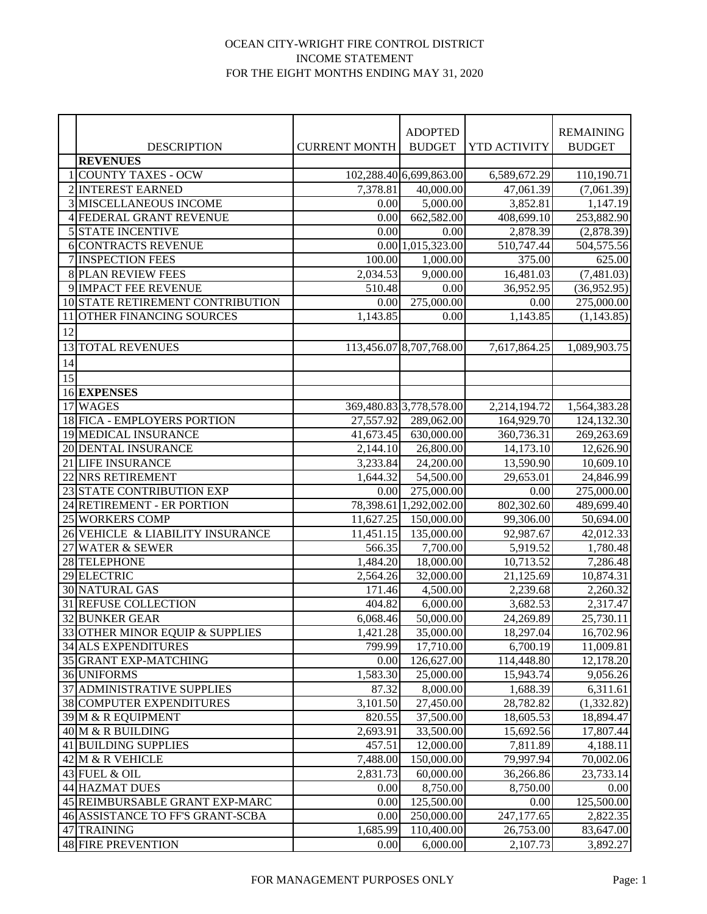OCEAN CITY-WRIGHT FIRE CONTROL DISTRICT
INCOME STATEMENT
FOR THE EIGHT MONTHS ENDING MAY 31, 2020

| | DESCRIPTION | CURRENT MONTH | ADOPTED BUDGET | YTD ACTIVITY | REMAINING BUDGET |
|---|---|---|---|---|---|
| | **REVENUES** | | | | |
| 1 | COUNTY TAXES - OCW | 102,288.40 | 6,699,863.00 | 6,589,672.29 | 110,190.71 |
| 2 | INTEREST EARNED | 7,378.81 | 40,000.00 | 47,061.39 | (7,061.39) |
| 3 | MISCELLANEOUS INCOME | 0.00 | 5,000.00 | 3,852.81 | 1,147.19 |
| 4 | FEDERAL GRANT REVENUE | 0.00 | 662,582.00 | 408,699.10 | 253,882.90 |
| 5 | STATE INCENTIVE | 0.00 | 0.00 | 2,878.39 | (2,878.39) |
| 6 | CONTRACTS REVENUE | 0.00 | 1,015,323.00 | 510,747.44 | 504,575.56 |
| 7 | INSPECTION FEES | 100.00 | 1,000.00 | 375.00 | 625.00 |
| 8 | PLAN REVIEW FEES | 2,034.53 | 9,000.00 | 16,481.03 | (7,481.03) |
| 9 | IMPACT FEE REVENUE | 510.48 | 0.00 | 36,952.95 | (36,952.95) |
| 10 | STATE RETIREMENT CONTRIBUTION | 0.00 | 275,000.00 | 0.00 | 275,000.00 |
| 11 | OTHER FINANCING SOURCES | 1,143.85 | 0.00 | 1,143.85 | (1,143.85) |
| 12 | | | | | |
| 13 | TOTAL REVENUES | 113,456.07 | 8,707,768.00 | 7,617,864.25 | 1,089,903.75 |
| 14 | | | | | |
| 15 | | | | | |
| 16 | **EXPENSES** | | | | |
| 17 | WAGES | 369,480.83 | 3,778,578.00 | 2,214,194.72 | 1,564,383.28 |
| 18 | FICA - EMPLOYERS PORTION | 27,557.92 | 289,062.00 | 164,929.70 | 124,132.30 |
| 19 | MEDICAL INSURANCE | 41,673.45 | 630,000.00 | 360,736.31 | 269,263.69 |
| 20 | DENTAL INSURANCE | 2,144.10 | 26,800.00 | 14,173.10 | 12,626.90 |
| 21 | LIFE INSURANCE | 3,233.84 | 24,200.00 | 13,590.90 | 10,609.10 |
| 22 | NRS RETIREMENT | 1,644.32 | 54,500.00 | 29,653.01 | 24,846.99 |
| 23 | STATE CONTRIBUTION EXP | 0.00 | 275,000.00 | 0.00 | 275,000.00 |
| 24 | RETIREMENT - ER PORTION | 78,398.61 | 1,292,002.00 | 802,302.60 | 489,699.40 |
| 25 | WORKERS COMP | 11,627.25 | 150,000.00 | 99,306.00 | 50,694.00 |
| 26 | VEHICLE & LIABILITY INSURANCE | 11,451.15 | 135,000.00 | 92,987.67 | 42,012.33 |
| 27 | WATER & SEWER | 566.35 | 7,700.00 | 5,919.52 | 1,780.48 |
| 28 | TELEPHONE | 1,484.20 | 18,000.00 | 10,713.52 | 7,286.48 |
| 29 | ELECTRIC | 2,564.26 | 32,000.00 | 21,125.69 | 10,874.31 |
| 30 | NATURAL GAS | 171.46 | 4,500.00 | 2,239.68 | 2,260.32 |
| 31 | REFUSE COLLECTION | 404.82 | 6,000.00 | 3,682.53 | 2,317.47 |
| 32 | BUNKER GEAR | 6,068.46 | 50,000.00 | 24,269.89 | 25,730.11 |
| 33 | OTHER MINOR EQUIP & SUPPLIES | 1,421.28 | 35,000.00 | 18,297.04 | 16,702.96 |
| 34 | ALS EXPENDITURES | 799.99 | 17,710.00 | 6,700.19 | 11,009.81 |
| 35 | GRANT EXP-MATCHING | 0.00 | 126,627.00 | 114,448.80 | 12,178.20 |
| 36 | UNIFORMS | 1,583.30 | 25,000.00 | 15,943.74 | 9,056.26 |
| 37 | ADMINISTRATIVE SUPPLIES | 87.32 | 8,000.00 | 1,688.39 | 6,311.61 |
| 38 | COMPUTER EXPENDITURES | 3,101.50 | 27,450.00 | 28,782.82 | (1,332.82) |
| 39 | M & R EQUIPMENT | 820.55 | 37,500.00 | 18,605.53 | 18,894.47 |
| 40 | M & R BUILDING | 2,693.91 | 33,500.00 | 15,692.56 | 17,807.44 |
| 41 | BUILDING SUPPLIES | 457.51 | 12,000.00 | 7,811.89 | 4,188.11 |
| 42 | M & R VEHICLE | 7,488.00 | 150,000.00 | 79,997.94 | 70,002.06 |
| 43 | FUEL & OIL | 2,831.73 | 60,000.00 | 36,266.86 | 23,733.14 |
| 44 | HAZMAT DUES | 0.00 | 8,750.00 | 8,750.00 | 0.00 |
| 45 | REIMBURSABLE GRANT EXP-MARC | 0.00 | 125,500.00 | 0.00 | 125,500.00 |
| 46 | ASSISTANCE TO FF'S GRANT-SCBA | 0.00 | 250,000.00 | 247,177.65 | 2,822.35 |
| 47 | TRAINING | 1,685.99 | 110,400.00 | 26,753.00 | 83,647.00 |
| 48 | FIRE PREVENTION | 0.00 | 6,000.00 | 2,107.73 | 3,892.27 |

FOR MANAGEMENT PURPOSES ONLY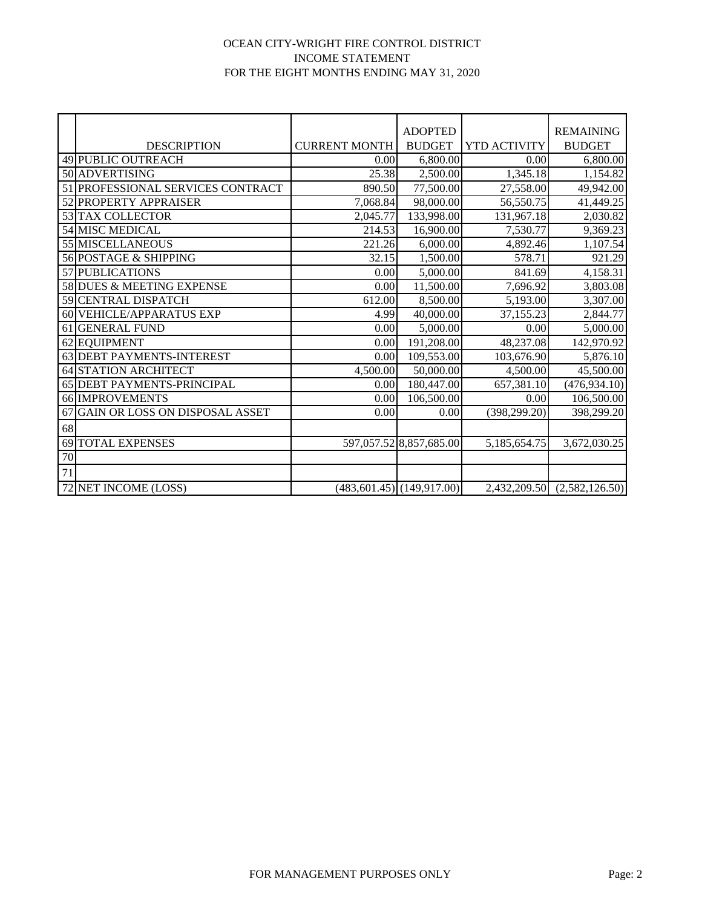OCEAN CITY-WRIGHT FIRE CONTROL DISTRICT
INCOME STATEMENT
FOR THE EIGHT MONTHS ENDING MAY 31, 2020

| | DESCRIPTION | CURRENT MONTH | ADOPTED BUDGET | YTD ACTIVITY | REMAINING BUDGET |
|---|---|---|---|---|---|
| 49 | PUBLIC OUTREACH | 0.00 | 6,800.00 | 0.00 | 6,800.00 |
| 50 | ADVERTISING | 25.38 | 2,500.00 | 1,345.18 | 1,154.82 |
| 51 | PROFESSIONAL SERVICES CONTRACT | 890.50 | 77,500.00 | 27,558.00 | 49,942.00 |
| 52 | PROPERTY APPRAISER | 7,068.84 | 98,000.00 | 56,550.75 | 41,449.25 |
| 53 | TAX COLLECTOR | 2,045.77 | 133,998.00 | 131,967.18 | 2,030.82 |
| 54 | MISC MEDICAL | 214.53 | 16,900.00 | 7,530.77 | 9,369.23 |
| 55 | MISCELLANEOUS | 221.26 | 6,000.00 | 4,892.46 | 1,107.54 |
| 56 | POSTAGE & SHIPPING | 32.15 | 1,500.00 | 578.71 | 921.29 |
| 57 | PUBLICATIONS | 0.00 | 5,000.00 | 841.69 | 4,158.31 |
| 58 | DUES & MEETING EXPENSE | 0.00 | 11,500.00 | 7,696.92 | 3,803.08 |
| 59 | CENTRAL DISPATCH | 612.00 | 8,500.00 | 5,193.00 | 3,307.00 |
| 60 | VEHICLE/APPARATUS EXP | 4.99 | 40,000.00 | 37,155.23 | 2,844.77 |
| 61 | GENERAL FUND | 0.00 | 5,000.00 | 0.00 | 5,000.00 |
| 62 | EQUIPMENT | 0.00 | 191,208.00 | 48,237.08 | 142,970.92 |
| 63 | DEBT PAYMENTS-INTEREST | 0.00 | 109,553.00 | 103,676.90 | 5,876.10 |
| 64 | STATION ARCHITECT | 4,500.00 | 50,000.00 | 4,500.00 | 45,500.00 |
| 65 | DEBT PAYMENTS-PRINCIPAL | 0.00 | 180,447.00 | 657,381.10 | (476,934.10) |
| 66 | IMPROVEMENTS | 0.00 | 106,500.00 | 0.00 | 106,500.00 |
| 67 | GAIN OR LOSS ON DISPOSAL ASSET | 0.00 | 0.00 | (398,299.20) | 398,299.20 |
| 68 | | | | | |
| 69 | TOTAL EXPENSES | 597,057.52 | 8,857,685.00 | 5,185,654.75 | 3,672,030.25 |
| 70 | | | | | |
| 71 | | | | | |
| 72 | NET INCOME (LOSS) | (483,601.45) | (149,917.00) | 2,432,209.50 | (2,582,126.50) |

FOR MANAGEMENT PURPOSES ONLY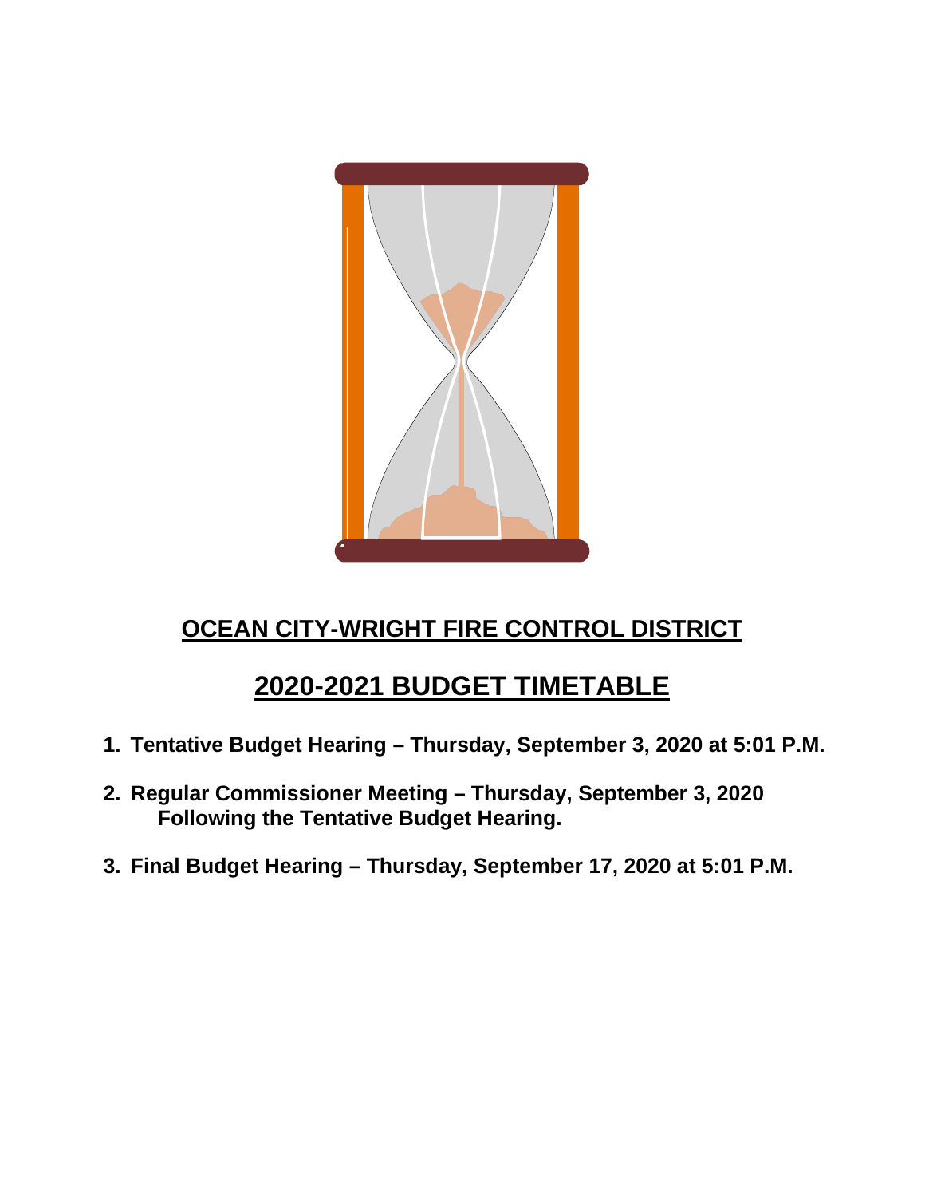# OCEAN CITY-WRIGHT FIRE CONTROL DISTRICT

## 2020-2021 BUDGET TIMETABLE

1. **Tentative Budget Hearing – Thursday, September 3, 2020 at 5:01 P.M.**

2. **Regular Commissioner Meeting – Thursday, September 3, 2020 Following the Tentative Budget Hearing.**

3. **Final Budget Hearing – Thursday, September 17, 2020 at 5:01 P.M.**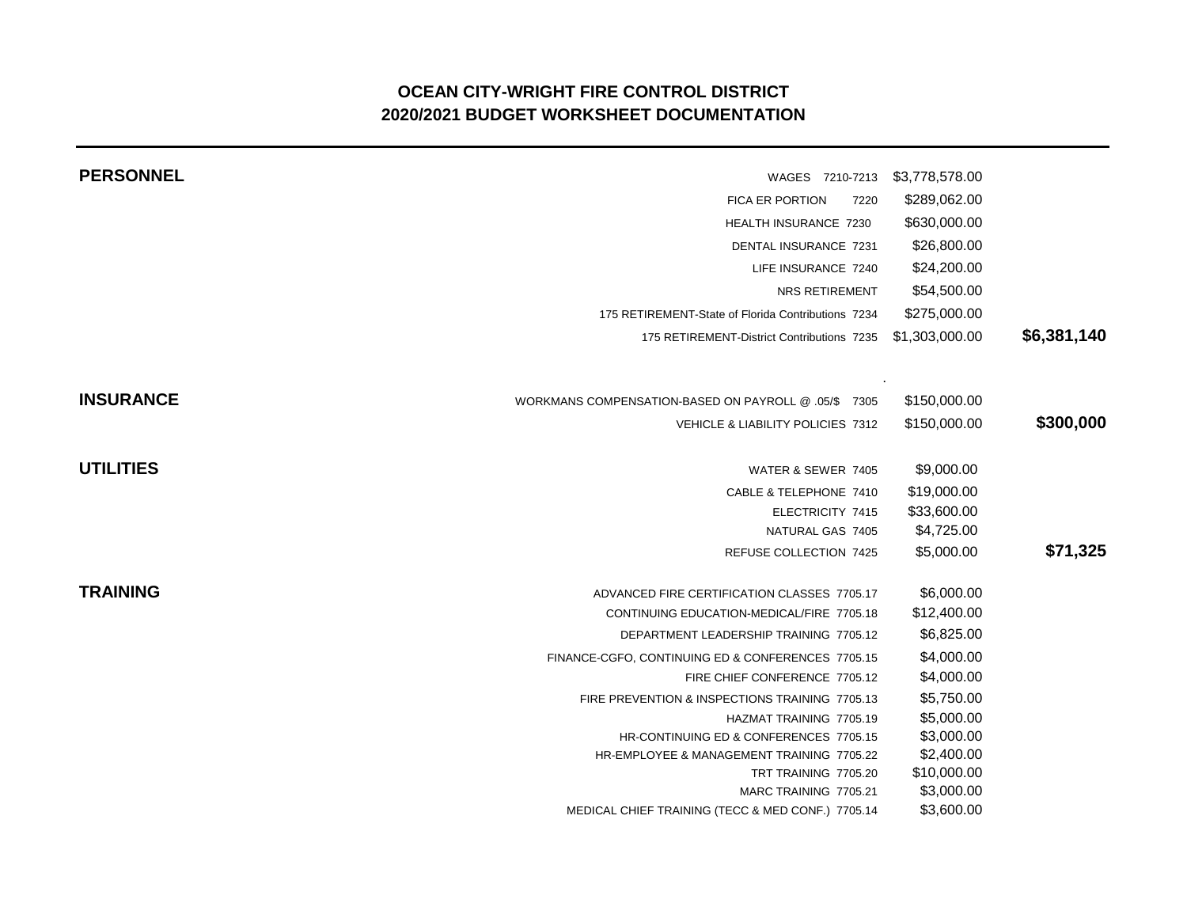# OCEAN CITY-WRIGHT FIRE CONTROL DISTRICT
## 2020/2021 BUDGET WORKSHEET DOCUMENTATION

| Category | Item | Amount | Total |
|---|---|---|---|
| **PERSONNEL** | WAGES 7210-7213 | $3,778,578.00 | |
| | FICA ER PORTION 7220 | $289,062.00 | |
| | HEALTH INSURANCE 7230 | $630,000.00 | |
| | DENTAL INSURANCE 7231 | $26,800.00 | |
| | LIFE INSURANCE 7240 | $24,200.00 | |
| | NRS RETIREMENT | $54,500.00 | |
| | 175 RETIREMENT-State of Florida Contributions 7234 | $275,000.00 | |
| | 175 RETIREMENT-District Contributions 7235 | $1,303,000.00 | **$6,381,140** |
| **INSURANCE** | WORKMANS COMPENSATION-BASED ON PAYROLL @ .05/$ 7305 | $150,000.00 | |
| | VEHICLE & LIABILITY POLICIES 7312 | $150,000.00 | **$300,000** |
| **UTILITIES** | WATER & SEWER 7405 | $9,000.00 | |
| | CABLE & TELEPHONE 7410 | $19,000.00 | |
| | ELECTRICITY 7415 | $33,600.00 | |
| | NATURAL GAS 7405 | $4,725.00 | |
| | REFUSE COLLECTION 7425 | $5,000.00 | **$71,325** |
| **TRAINING** | ADVANCED FIRE CERTIFICATION CLASSES 7705.17 | $6,000.00 | |
| | CONTINUING EDUCATION-MEDICAL/FIRE 7705.18 | $12,400.00 | |
| | DEPARTMENT LEADERSHIP TRAINING 7705.12 | $6,825.00 | |
| | FINANCE-CGFO, CONTINUING ED & CONFERENCES 7705.15 | $4,000.00 | |
| | FIRE CHIEF CONFERENCE 7705.12 | $4,000.00 | |
| | FIRE PREVENTION & INSPECTIONS TRAINING 7705.13 | $5,750.00 | |
| | HAZMAT TRAINING 7705.19 | $5,000.00 | |
| | HR-CONTINUING ED & CONFERENCES 7705.15 | $3,000.00 | |
| | HR-EMPLOYEE & MANAGEMENT TRAINING 7705.22 | $2,400.00 | |
| | TRT TRAINING 7705.20 | $10,000.00 | |
| | MARC TRAINING 7705.21 | $3,000.00 | |
| | MEDICAL CHIEF TRAINING (TECC & MED CONF.) 7705.14 | $3,600.00 | |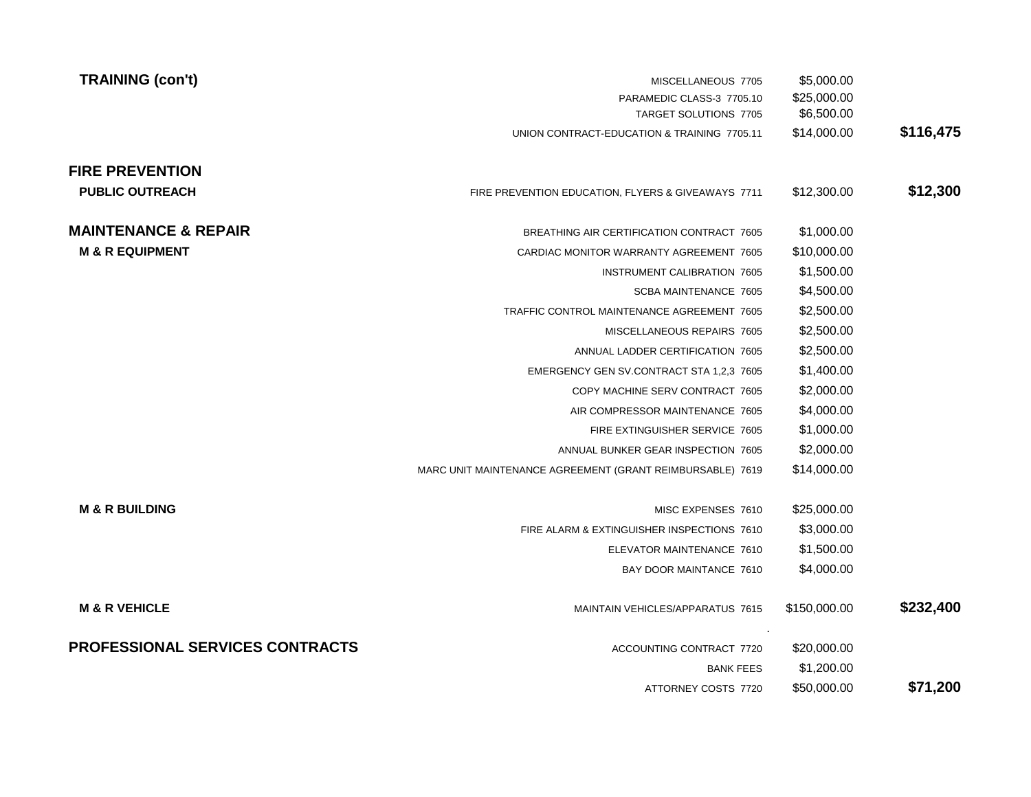| Category | Subcategory | Item | Amount | Total |
|---|---|---|---|---|
| **TRAINING (con't)** | | MISCELLANEOUS 7705 | $5,000.00 | |
| | | PARAMEDIC CLASS-3 7705.10 | $25,000.00 | |
| | | TARGET SOLUTIONS 7705 | $6,500.00 | |
| | | UNION CONTRACT-EDUCATION & TRAINING 7705.11 | $14,000.00 | **$116,475** |
| **FIRE PREVENTION** | | | | |
| | **PUBLIC OUTREACH** | FIRE PREVENTION EDUCATION, FLYERS & GIVEAWAYS 7711 | $12,300.00 | **$12,300** |
| **MAINTENANCE & REPAIR** | | BREATHING AIR CERTIFICATION CONTRACT 7605 | $1,000.00 | |
| | **M & R EQUIPMENT** | CARDIAC MONITOR WARRANTY AGREEMENT 7605 | $10,000.00 | |
| | | INSTRUMENT CALIBRATION 7605 | $1,500.00 | |
| | | SCBA MAINTENANCE 7605 | $4,500.00 | |
| | | TRAFFIC CONTROL MAINTENANCE AGREEMENT 7605 | $2,500.00 | |
| | | MISCELLANEOUS REPAIRS 7605 | $2,500.00 | |
| | | ANNUAL LADDER CERTIFICATION 7605 | $2,500.00 | |
| | | EMERGENCY GEN SV.CONTRACT STA 1,2,3 7605 | $1,400.00 | |
| | | COPY MACHINE SERV CONTRACT 7605 | $2,000.00 | |
| | | AIR COMPRESSOR MAINTENANCE 7605 | $4,000.00 | |
| | | FIRE EXTINGUISHER SERVICE 7605 | $1,000.00 | |
| | | ANNUAL BUNKER GEAR INSPECTION 7605 | $2,000.00 | |
| | | MARC UNIT MAINTENANCE AGREEMENT (GRANT REIMBURSABLE) 7619 | $14,000.00 | |
| | **M & R BUILDING** | MISC EXPENSES 7610 | $25,000.00 | |
| | | FIRE ALARM & EXTINGUISHER INSPECTIONS 7610 | $3,000.00 | |
| | | ELEVATOR MAINTENANCE 7610 | $1,500.00 | |
| | | BAY DOOR MAINTANCE 7610 | $4,000.00 | |
| | **M & R VEHICLE** | MAINTAIN VEHICLES/APPARATUS 7615 | $150,000.00 | **$232,400** |
| **PROFESSIONAL SERVICES CONTRACTS** | | ACCOUNTING CONTRACT 7720 | $20,000.00 | |
| | | BANK FEES | $1,200.00 | |
| | | ATTORNEY COSTS 7720 | $50,000.00 | **$71,200** |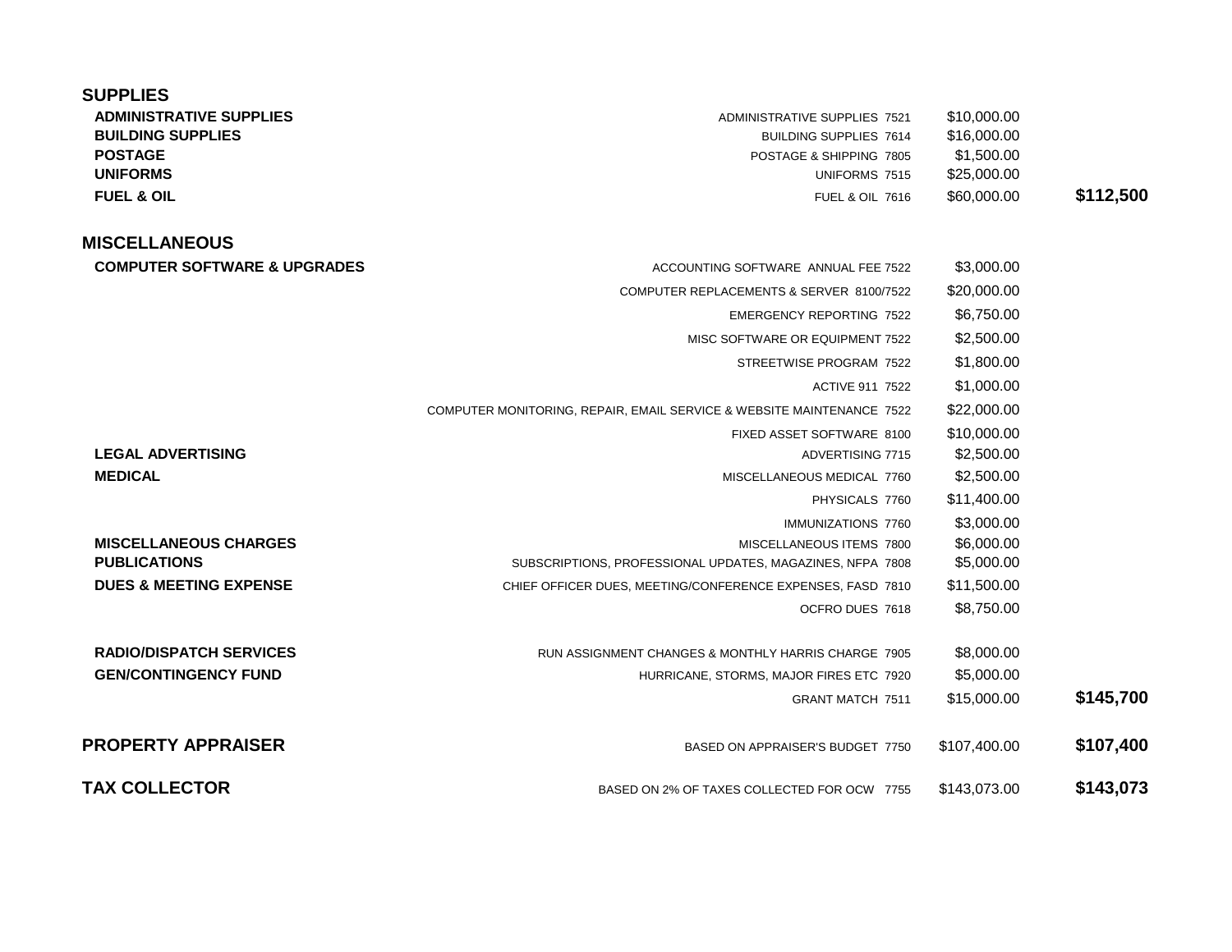| Category | Description | Amount | Total |
|---|---|---|---|
| **SUPPLIES** | | | |
| **ADMINISTRATIVE SUPPLIES** | ADMINISTRATIVE SUPPLIES 7521 | $10,000.00 | |
| **BUILDING SUPPLIES** | BUILDING SUPPLIES 7614 | $16,000.00 | |
| **POSTAGE** | POSTAGE & SHIPPING 7805 | $1,500.00 | |
| **UNIFORMS** | UNIFORMS 7515 | $25,000.00 | |
| **FUEL & OIL** | FUEL & OIL 7616 | $60,000.00 | **$112,500** |
| **MISCELLANEOUS** | | | |
| **COMPUTER SOFTWARE & UPGRADES** | ACCOUNTING SOFTWARE ANNUAL FEE 7522 | $3,000.00 | |
| | COMPUTER REPLACEMENTS & SERVER 8100/7522 | $20,000.00 | |
| | EMERGENCY REPORTING 7522 | $6,750.00 | |
| | MISC SOFTWARE OR EQUIPMENT 7522 | $2,500.00 | |
| | STREETWISE PROGRAM 7522 | $1,800.00 | |
| | ACTIVE 911 7522 | $1,000.00 | |
| | COMPUTER MONITORING, REPAIR, EMAIL SERVICE & WEBSITE MAINTENANCE 7522 | $22,000.00 | |
| | FIXED ASSET SOFTWARE 8100 | $10,000.00 | |
| **LEGAL ADVERTISING** | ADVERTISING 7715 | $2,500.00 | |
| **MEDICAL** | MISCELLANEOUS MEDICAL 7760 | $2,500.00 | |
| | PHYSICALS 7760 | $11,400.00 | |
| | IMMUNIZATIONS 7760 | $3,000.00 | |
| **MISCELLANEOUS CHARGES** | MISCELLANEOUS ITEMS 7800 | $6,000.00 | |
| **PUBLICATIONS** | SUBSCRIPTIONS, PROFESSIONAL UPDATES, MAGAZINES, NFPA 7808 | $5,000.00 | |
| **DUES & MEETING EXPENSE** | CHIEF OFFICER DUES, MEETING/CONFERENCE EXPENSES, FASD 7810 | $11,500.00 | |
| | OCFRO DUES 7618 | $8,750.00 | |
| **RADIO/DISPATCH SERVICES** | RUN ASSIGNMENT CHANGES & MONTHLY HARRIS CHARGE 7905 | $8,000.00 | |
| **GEN/CONTINGENCY FUND** | HURRICANE, STORMS, MAJOR FIRES ETC 7920 | $5,000.00 | |
| | GRANT MATCH 7511 | $15,000.00 | **$145,700** |
| **PROPERTY APPRAISER** | BASED ON APPRAISER'S BUDGET 7750 | $107,400.00 | **$107,400** |
| **TAX COLLECTOR** | BASED ON 2% OF TAXES COLLECTED FOR OCW 7755 | $143,073.00 | **$143,073** |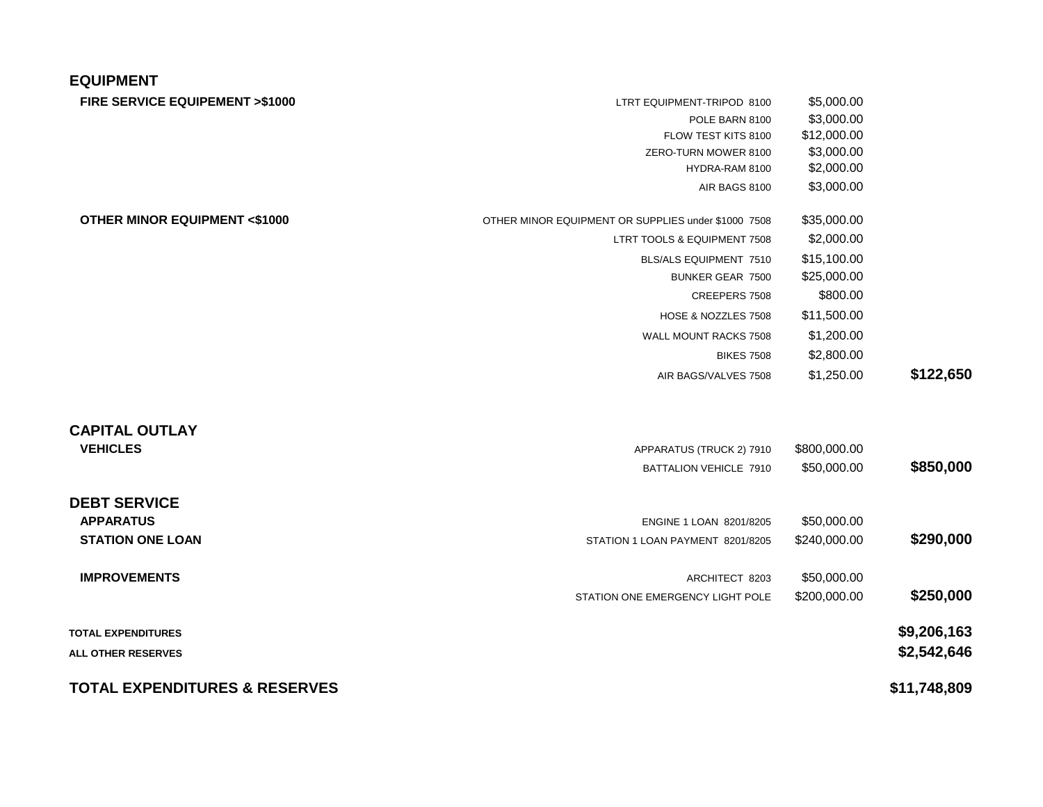| | | | |
|---|---|---|---|
| **EQUIPMENT** | | | |
| **FIRE SERVICE EQUIPEMENT >$1000** | LTRT EQUIPMENT-TRIPOD 8100 | $5,000.00 | |
| | POLE BARN 8100 | $3,000.00 | |
| | FLOW TEST KITS 8100 | $12,000.00 | |
| | ZERO-TURN MOWER 8100 | $3,000.00 | |
| | HYDRA-RAM 8100 | $2,000.00 | |
| | AIR BAGS 8100 | $3,000.00 | |
| **OTHER MINOR EQUIPMENT <$1000** | OTHER MINOR EQUIPMENT OR SUPPLIES under $1000 7508 | $35,000.00 | |
| | LTRT TOOLS & EQUIPMENT 7508 | $2,000.00 | |
| | BLS/ALS EQUIPMENT 7510 | $15,100.00 | |
| | BUNKER GEAR 7500 | $25,000.00 | |
| | CREEPERS 7508 | $800.00 | |
| | HOSE & NOZZLES 7508 | $11,500.00 | |
| | WALL MOUNT RACKS 7508 | $1,200.00 | |
| | BIKES 7508 | $2,800.00 | |
| | AIR BAGS/VALVES 7508 | $1,250.00 | **$122,650** |
| **CAPITAL OUTLAY** | | | |
| **VEHICLES** | APPARATUS (TRUCK 2) 7910 | $800,000.00 | |
| | BATTALION VEHICLE 7910 | $50,000.00 | **$850,000** |
| **DEBT SERVICE** | | | |
| **APPARATUS** | ENGINE 1 LOAN 8201/8205 | $50,000.00 | |
| **STATION ONE LOAN** | STATION 1 LOAN PAYMENT 8201/8205 | $240,000.00 | **$290,000** |
| **IMPROVEMENTS** | ARCHITECT 8203 | $50,000.00 | |
| | STATION ONE EMERGENCY LIGHT POLE | $200,000.00 | **$250,000** |
| **TOTAL EXPENDITURES** | | | **$9,206,163** |
| **ALL OTHER RESERVES** | | | **$2,542,646** |
| **TOTAL EXPENDITURES & RESERVES** | | | **$11,748,809** |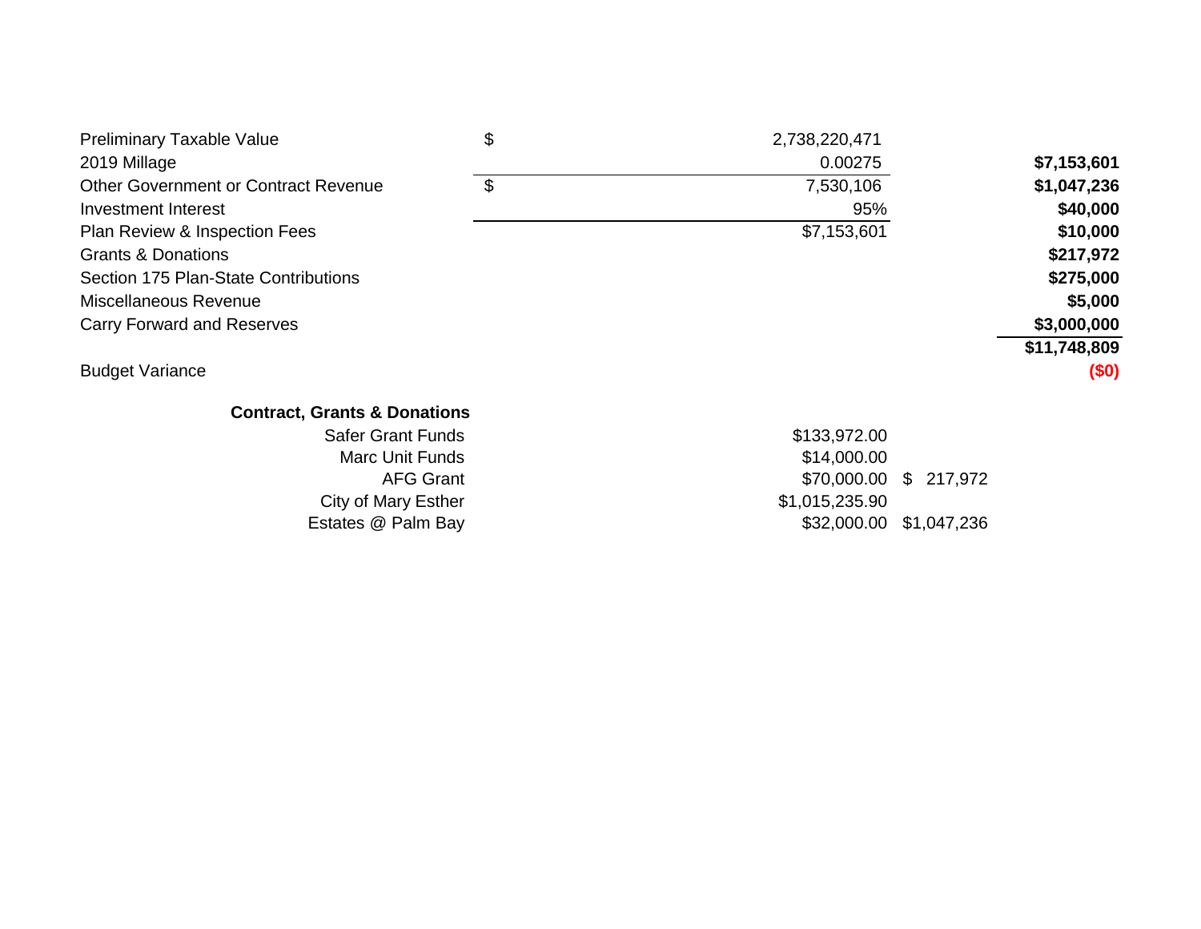| | | | |
|---|---|---|---|
| Preliminary Taxable Value | $ 2,738,220,471 | | |
| 2019 Millage | 0.00275 | | **$7,153,601** |
| Other Government or Contract Revenue | $ 7,530,106 | | **$1,047,236** |
| Investment Interest | 95% | | **$40,000** |
| Plan Review & Inspection Fees | $7,153,601 | | **$10,000** |
| Grants & Donations | | | **$217,972** |
| Section 175 Plan-State Contributions | | | **$275,000** |
| Miscellaneous Revenue | | | **$5,000** |
| Carry Forward and Reserves | | | **$3,000,000** |
| | | | **$11,748,809** |
| Budget Variance | | | **($0)** |

| **Contract, Grants & Donations** | | |
|---|---|---|
| Safer Grant Funds | $133,972.00 | |
| Marc Unit Funds | $14,000.00 | |
| AFG Grant | $70,000.00 | $ 217,972 |
| City of Mary Esther | $1,015,235.90 | |
| Estates @ Palm Bay | $32,000.00 | $1,047,236 |